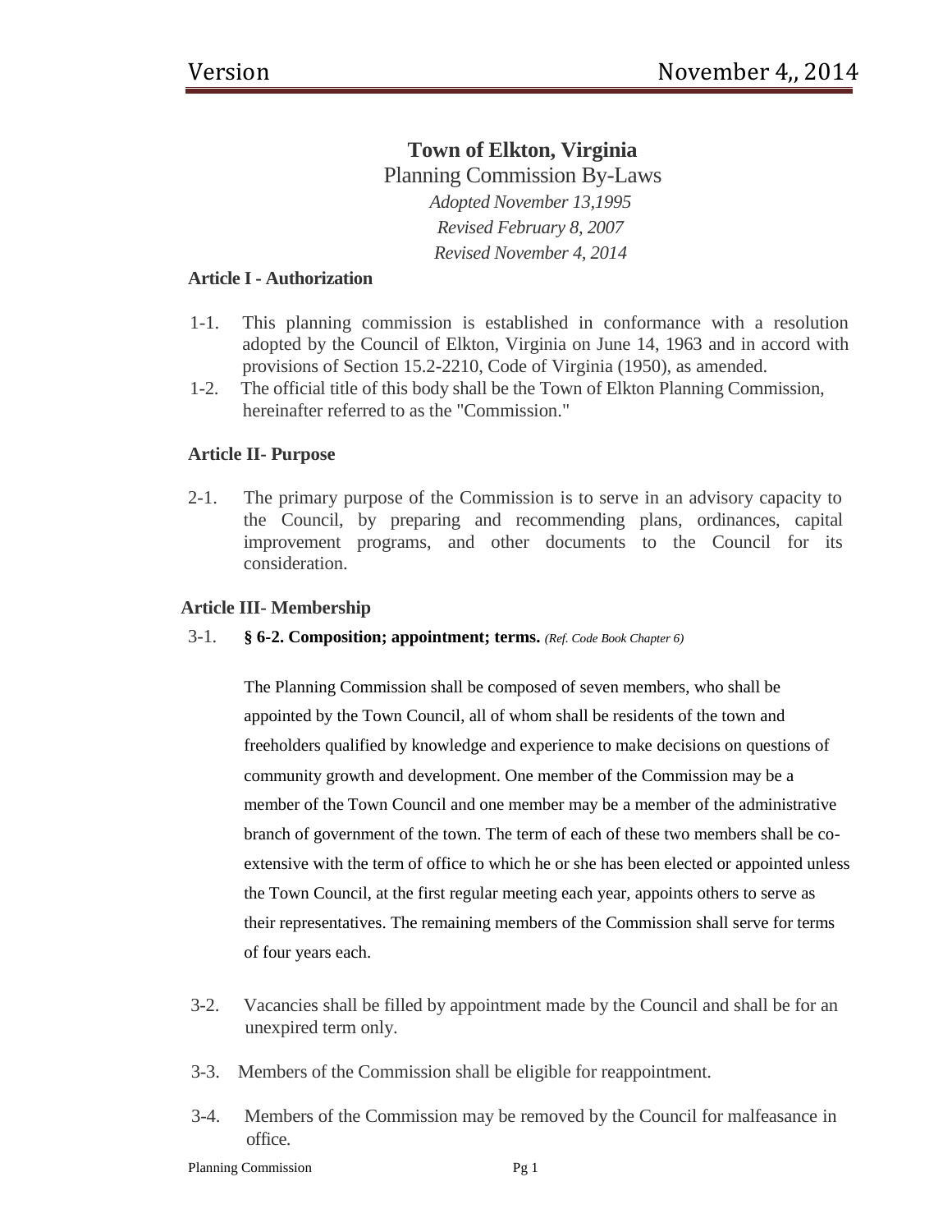# Town of Elkton, Virginia

## Planning Commission By-Laws

*Adopted November 13,1995*

*Revised February 8, 2007*

*Revised November 4, 2014*

### Article I - Authorization

1-1. This planning commission is established in conformance with a resolution adopted by the Council of Elkton, Virginia on June 14, 1963 and in accord with provisions of Section 15.2-2210, Code of Virginia (1950), as amended.

1-2. The official title of this body shall be the Town of Elkton Planning Commission, hereinafter referred to as the "Commission."

### Article II- Purpose

2-1. The primary purpose of the Commission is to serve in an advisory capacity to the Council, by preparing and recommending plans, ordinances, capital improvement programs, and other documents to the Council for its consideration.

### Article III- Membership

3-1. **§ 6-2. Composition; appointment; terms.** *(Ref. Code Book Chapter 6)*

The Planning Commission shall be composed of seven members, who shall be appointed by the Town Council, all of whom shall be residents of the town and freeholders qualified by knowledge and experience to make decisions on questions of community growth and development. One member of the Commission may be a member of the Town Council and one member may be a member of the administrative branch of government of the town. The term of each of these two members shall be co-extensive with the term of office to which he or she has been elected or appointed unless the Town Council, at the first regular meeting each year, appoints others to serve as their representatives. The remaining members of the Commission shall serve for terms of four years each.

3-2. Vacancies shall be filled by appointment made by the Council and shall be for an unexpired term only.

3-3. Members of the Commission shall be eligible for reappointment.

3-4. Members of the Commission may be removed by the Council for malfeasance in office.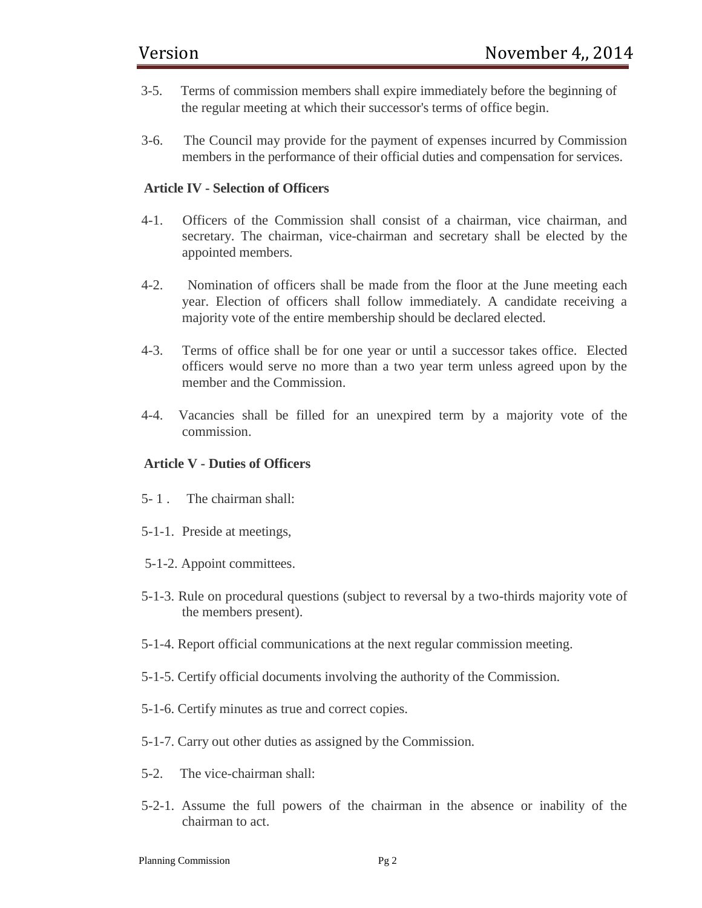3-5. Terms of commission members shall expire immediately before the beginning of the regular meeting at which their successor's terms of office begin.

3-6. The Council may provide for the payment of expenses incurred by Commission members in the performance of their official duties and compensation for services.

**Article IV - Selection of Officers**

4-1. Officers of the Commission shall consist of a chairman, vice chairman, and secretary. The chairman, vice-chairman and secretary shall be elected by the appointed members.

4-2. Nomination of officers shall be made from the floor at the June meeting each year. Election of officers shall follow immediately. A candidate receiving a majority vote of the entire membership should be declared elected.

4-3. Terms of office shall be for one year or until a successor takes office. Elected officers would serve no more than a two year term unless agreed upon by the member and the Commission.

4-4. Vacancies shall be filled for an unexpired term by a majority vote of the commission.

**Article V - Duties of Officers**

5- 1 . The chairman shall:

5-1-1. Preside at meetings,

5-1-2. Appoint committees.

5-1-3. Rule on procedural questions (subject to reversal by a two-thirds majority vote of the members present).

5-1-4. Report official communications at the next regular commission meeting.

5-1-5. Certify official documents involving the authority of the Commission.

5-1-6. Certify minutes as true and correct copies.

5-1-7. Carry out other duties as assigned by the Commission.

5-2. The vice-chairman shall:

5-2-1. Assume the full powers of the chairman in the absence or inability of the chairman to act.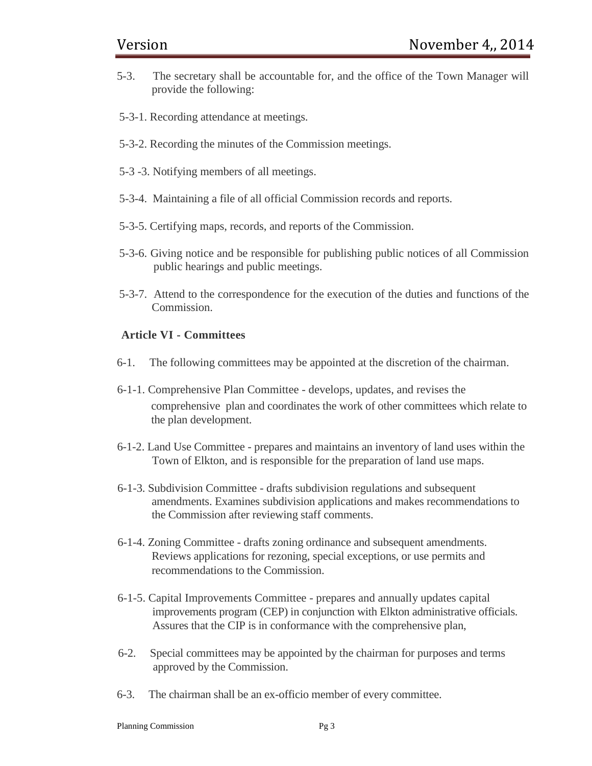5-3. The secretary shall be accountable for, and the office of the Town Manager will provide the following:

5-3-1. Recording attendance at meetings.

5-3-2. Recording the minutes of the Commission meetings.

5-3 -3. Notifying members of all meetings.

5-3-4. Maintaining a file of all official Commission records and reports.

5-3-5. Certifying maps, records, and reports of the Commission.

5-3-6. Giving notice and be responsible for publishing public notices of all Commission public hearings and public meetings.

5-3-7. Attend to the correspondence for the execution of the duties and functions of the Commission.

**Article VI - Committees**

6-1. The following committees may be appointed at the discretion of the chairman.

6-1-1. Comprehensive Plan Committee - develops, updates, and revises the comprehensive plan and coordinates the work of other committees which relate to the plan development.

6-1-2. Land Use Committee - prepares and maintains an inventory of land uses within the Town of Elkton, and is responsible for the preparation of land use maps.

6-1-3. Subdivision Committee - drafts subdivision regulations and subsequent amendments. Examines subdivision applications and makes recommendations to the Commission after reviewing staff comments.

6-1-4. Zoning Committee - drafts zoning ordinance and subsequent amendments. Reviews applications for rezoning, special exceptions, or use permits and recommendations to the Commission.

6-1-5. Capital Improvements Committee - prepares and annually updates capital improvements program (CEP) in conjunction with Elkton administrative officials. Assures that the CIP is in conformance with the comprehensive plan,

6-2. Special committees may be appointed by the chairman for purposes and terms approved by the Commission.

6-3. The chairman shall be an ex-officio member of every committee.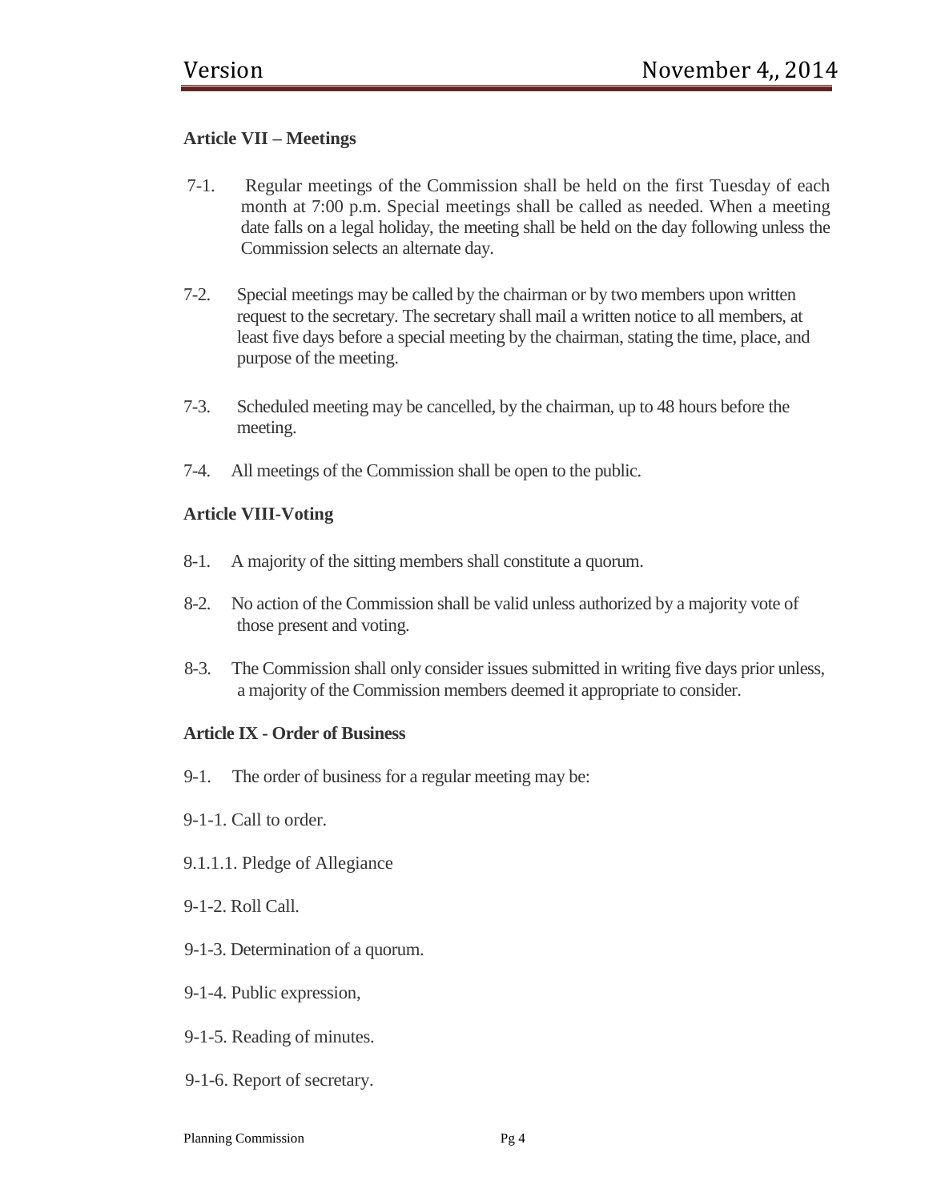**Article VII – Meetings**

7-1. Regular meetings of the Commission shall be held on the first Tuesday of each month at 7:00 p.m. Special meetings shall be called as needed. When a meeting date falls on a legal holiday, the meeting shall be held on the day following unless the Commission selects an alternate day.

7-2. Special meetings may be called by the chairman or by two members upon written request to the secretary. The secretary shall mail a written notice to all members, at least five days before a special meeting by the chairman, stating the time, place, and purpose of the meeting.

7-3. Scheduled meeting may be cancelled, by the chairman, up to 48 hours before the meeting.

7-4. All meetings of the Commission shall be open to the public.

**Article VIII-Voting**

8-1. A majority of the sitting members shall constitute a quorum.

8-2. No action of the Commission shall be valid unless authorized by a majority vote of those present and voting.

8-3. The Commission shall only consider issues submitted in writing five days prior unless, a majority of the Commission members deemed it appropriate to consider.

**Article IX - Order of Business**

9-1. The order of business for a regular meeting may be:

9-1-1. Call to order.

9.1.1.1. Pledge of Allegiance

9-1-2. Roll Call.

9-1-3. Determination of a quorum.

9-1-4. Public expression,

9-1-5. Reading of minutes.

9-1-6. Report of secretary.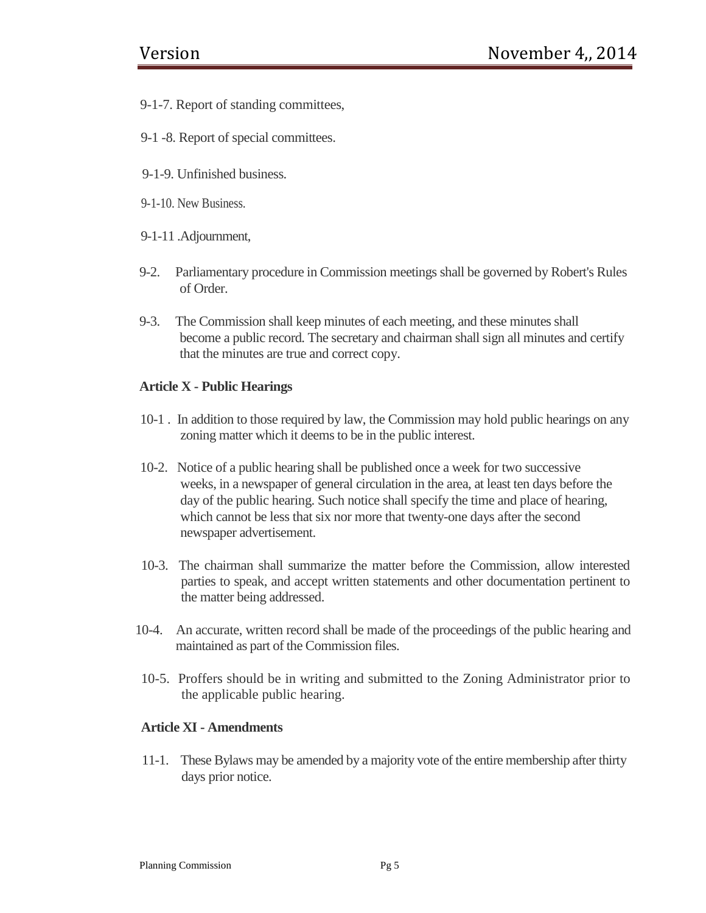9-1-7. Report of standing committees,

9-1 -8. Report of special committees.

9-1-9. Unfinished business.

9-1-10. New Business.

9-1-11 .Adjournment,

9-2. Parliamentary procedure in Commission meetings shall be governed by Robert's Rules of Order.

9-3. The Commission shall keep minutes of each meeting, and these minutes shall become a public record. The secretary and chairman shall sign all minutes and certify that the minutes are true and correct copy.

**Article X - Public Hearings**

10-1 . In addition to those required by law, the Commission may hold public hearings on any zoning matter which it deems to be in the public interest.

10-2. Notice of a public hearing shall be published once a week for two successive weeks, in a newspaper of general circulation in the area, at least ten days before the day of the public hearing. Such notice shall specify the time and place of hearing, which cannot be less that six nor more that twenty-one days after the second newspaper advertisement.

10-3. The chairman shall summarize the matter before the Commission, allow interested parties to speak, and accept written statements and other documentation pertinent to the matter being addressed.

10-4. An accurate, written record shall be made of the proceedings of the public hearing and maintained as part of the Commission files.

10-5. Proffers should be in writing and submitted to the Zoning Administrator prior to the applicable public hearing.

**Article XI - Amendments**

11-1. These Bylaws may be amended by a majority vote of the entire membership after thirty days prior notice.